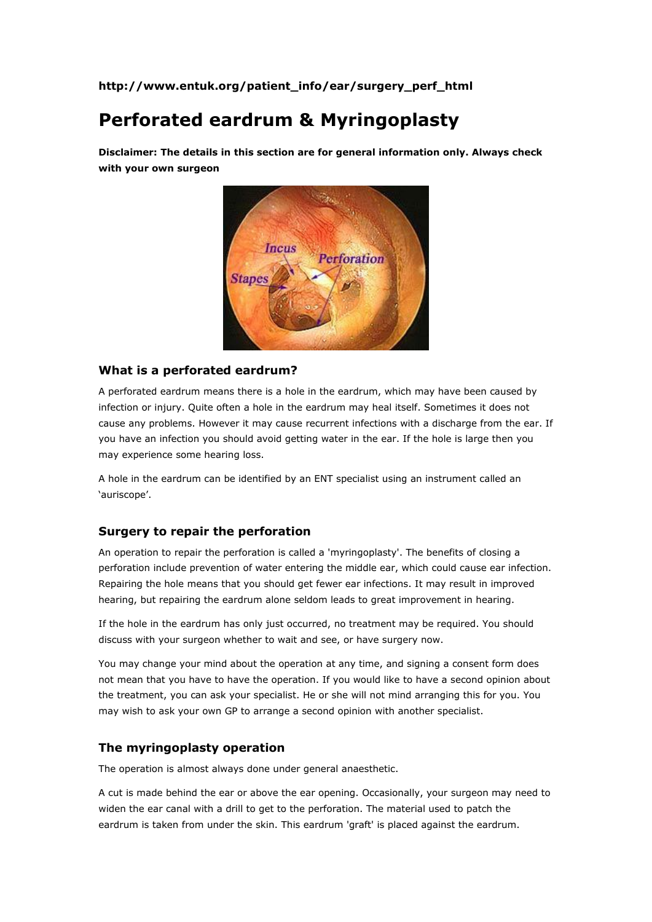**http://www.entuk.org/patient_info/ear/surgery_perf_html**

# Perforated eardrum & Myringoplasty

**Disclaimer: The details in this section are for general information only. Always check with your own surgeon**

## What is a perforated eardrum?

A perforated eardrum means there is a hole in the eardrum, which may have been caused by infection or injury. Quite often a hole in the eardrum may heal itself. Sometimes it does not cause any problems. However it may cause recurrent infections with a discharge from the ear. If you have an infection you should avoid getting water in the ear. If the hole is large then you may experience some hearing loss.

A hole in the eardrum can be identified by an ENT specialist using an instrument called an 'auriscope'.

## Surgery to repair the perforation

An operation to repair the perforation is called a 'myringoplasty'. The benefits of closing a perforation include prevention of water entering the middle ear, which could cause ear infection. Repairing the hole means that you should get fewer ear infections. It may result in improved hearing, but repairing the eardrum alone seldom leads to great improvement in hearing.

If the hole in the eardrum has only just occurred, no treatment may be required. You should discuss with your surgeon whether to wait and see, or have surgery now.

You may change your mind about the operation at any time, and signing a consent form does not mean that you have to have the operation. If you would like to have a second opinion about the treatment, you can ask your specialist. He or she will not mind arranging this for you. You may wish to ask your own GP to arrange a second opinion with another specialist.

## The myringoplasty operation

The operation is almost always done under general anaesthetic.

A cut is made behind the ear or above the ear opening. Occasionally, your surgeon may need to widen the ear canal with a drill to get to the perforation. The material used to patch the eardrum is taken from under the skin. This eardrum 'graft' is placed against the eardrum.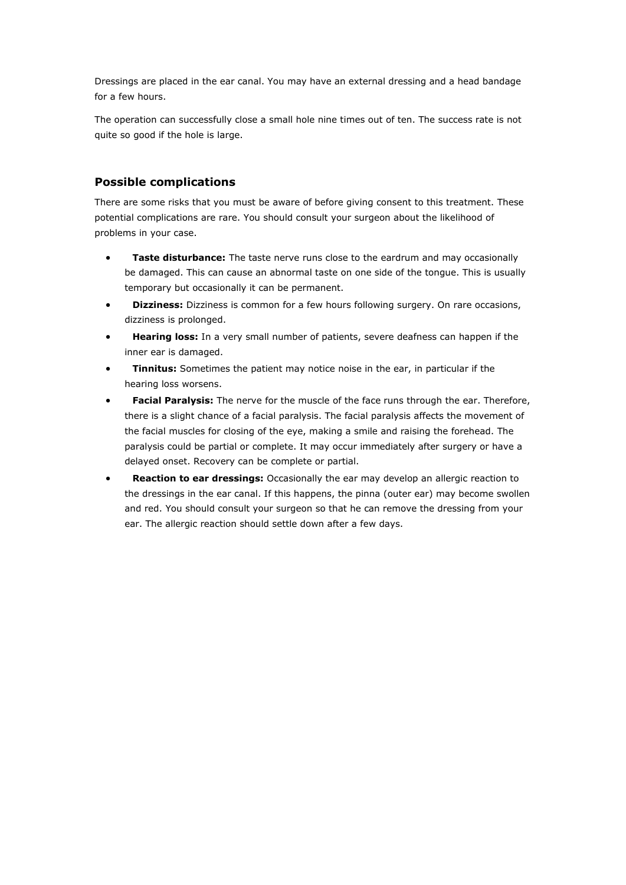Dressings are placed in the ear canal. You may have an external dressing and a head bandage for a few hours.

The operation can successfully close a small hole nine times out of ten. The success rate is not quite so good if the hole is large.

## Possible complications

There are some risks that you must be aware of before giving consent to this treatment. These potential complications are rare. You should consult your surgeon about the likelihood of problems in your case.

- **Taste disturbance:** The taste nerve runs close to the eardrum and may occasionally be damaged. This can cause an abnormal taste on one side of the tongue. This is usually temporary but occasionally it can be permanent.
- **Dizziness:** Dizziness is common for a few hours following surgery. On rare occasions, dizziness is prolonged.
- **Hearing loss:** In a very small number of patients, severe deafness can happen if the inner ear is damaged.
- **Tinnitus:** Sometimes the patient may notice noise in the ear, in particular if the hearing loss worsens.
- **Facial Paralysis:** The nerve for the muscle of the face runs through the ear. Therefore, there is a slight chance of a facial paralysis. The facial paralysis affects the movement of the facial muscles for closing of the eye, making a smile and raising the forehead. The paralysis could be partial or complete. It may occur immediately after surgery or have a delayed onset. Recovery can be complete or partial.
- **Reaction to ear dressings:** Occasionally the ear may develop an allergic reaction to the dressings in the ear canal. If this happens, the pinna (outer ear) may become swollen and red. You should consult your surgeon so that he can remove the dressing from your ear. The allergic reaction should settle down after a few days.